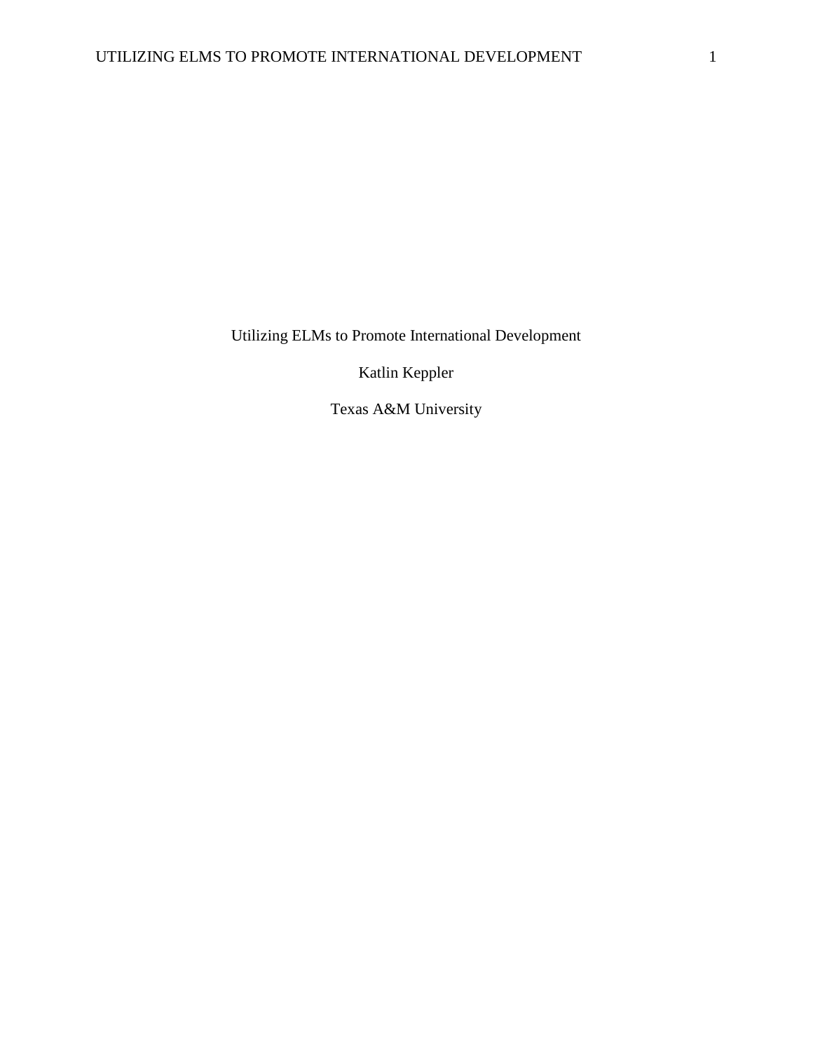# Utilizing ELMs to Promote International Development

Katlin Keppler

Texas A&M University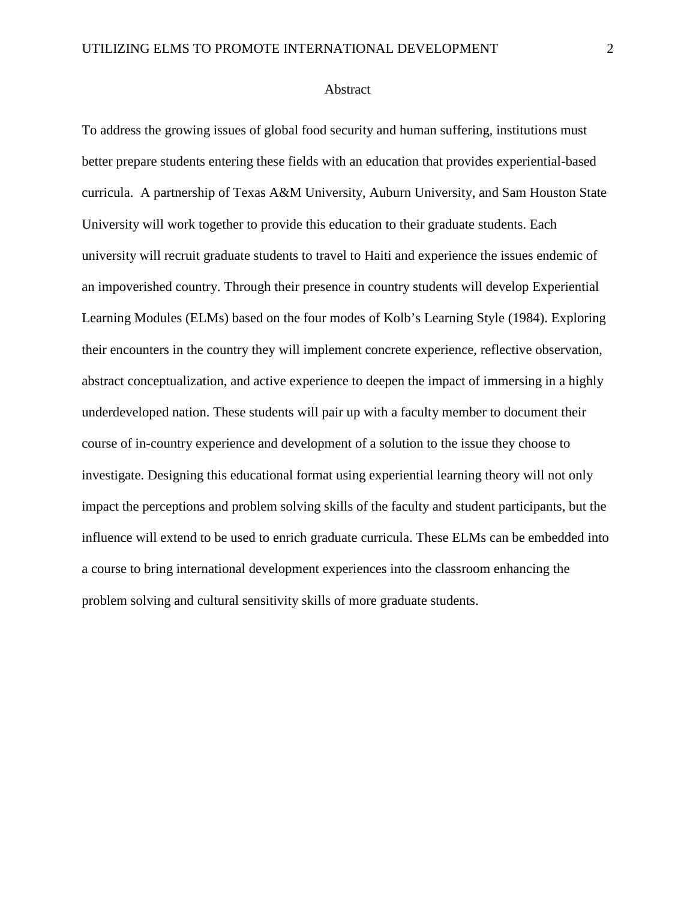# Abstract

To address the growing issues of global food security and human suffering, institutions must better prepare students entering these fields with an education that provides experiential-based curricula. A partnership of Texas A&M University, Auburn University, and Sam Houston State University will work together to provide this education to their graduate students. Each university will recruit graduate students to travel to Haiti and experience the issues endemic of an impoverished country. Through their presence in country students will develop Experiential Learning Modules (ELMs) based on the four modes of Kolb's Learning Style (1984). Exploring their encounters in the country they will implement concrete experience, reflective observation, abstract conceptualization, and active experience to deepen the impact of immersing in a highly underdeveloped nation. These students will pair up with a faculty member to document their course of in-country experience and development of a solution to the issue they choose to investigate. Designing this educational format using experiential learning theory will not only impact the perceptions and problem solving skills of the faculty and student participants, but the influence will extend to be used to enrich graduate curricula. These ELMs can be embedded into a course to bring international development experiences into the classroom enhancing the problem solving and cultural sensitivity skills of more graduate students.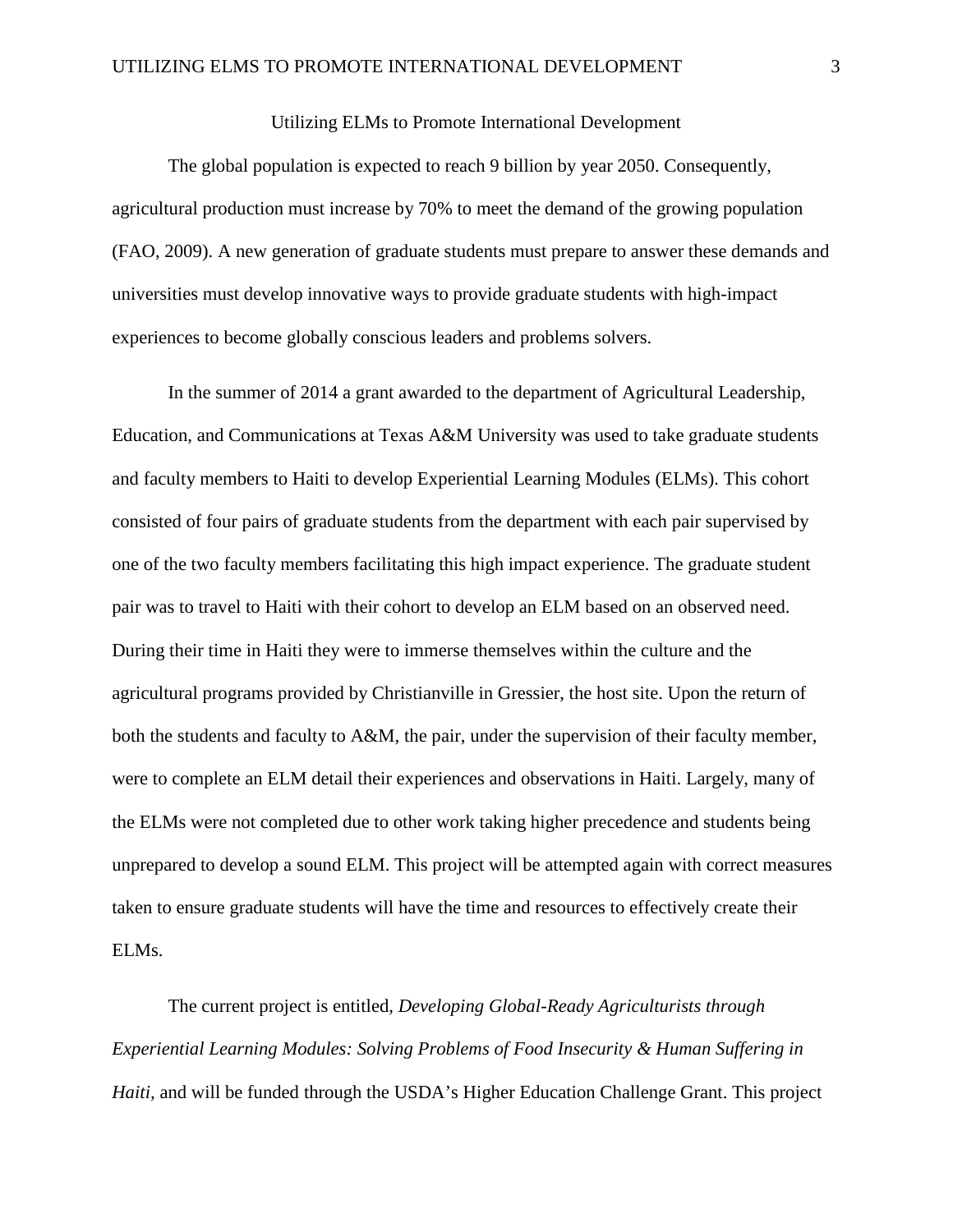# Utilizing ELMs to Promote International Development

The global population is expected to reach 9 billion by year 2050. Consequently, agricultural production must increase by 70% to meet the demand of the growing population (FAO, 2009). A new generation of graduate students must prepare to answer these demands and universities must develop innovative ways to provide graduate students with high-impact experiences to become globally conscious leaders and problems solvers.

In the summer of 2014 a grant awarded to the department of Agricultural Leadership, Education, and Communications at Texas A&M University was used to take graduate students and faculty members to Haiti to develop Experiential Learning Modules (ELMs). This cohort consisted of four pairs of graduate students from the department with each pair supervised by one of the two faculty members facilitating this high impact experience. The graduate student pair was to travel to Haiti with their cohort to develop an ELM based on an observed need. During their time in Haiti they were to immerse themselves within the culture and the agricultural programs provided by Christianville in Gressier, the host site. Upon the return of both the students and faculty to A&M, the pair, under the supervision of their faculty member, were to complete an ELM detail their experiences and observations in Haiti. Largely, many of the ELMs were not completed due to other work taking higher precedence and students being unprepared to develop a sound ELM. This project will be attempted again with correct measures taken to ensure graduate students will have the time and resources to effectively create their ELMs.

The current project is entitled, *Developing Global-Ready Agriculturists through Experiential Learning Modules: Solving Problems of Food Insecurity & Human Suffering in Haiti,* and will be funded through the USDA's Higher Education Challenge Grant. This project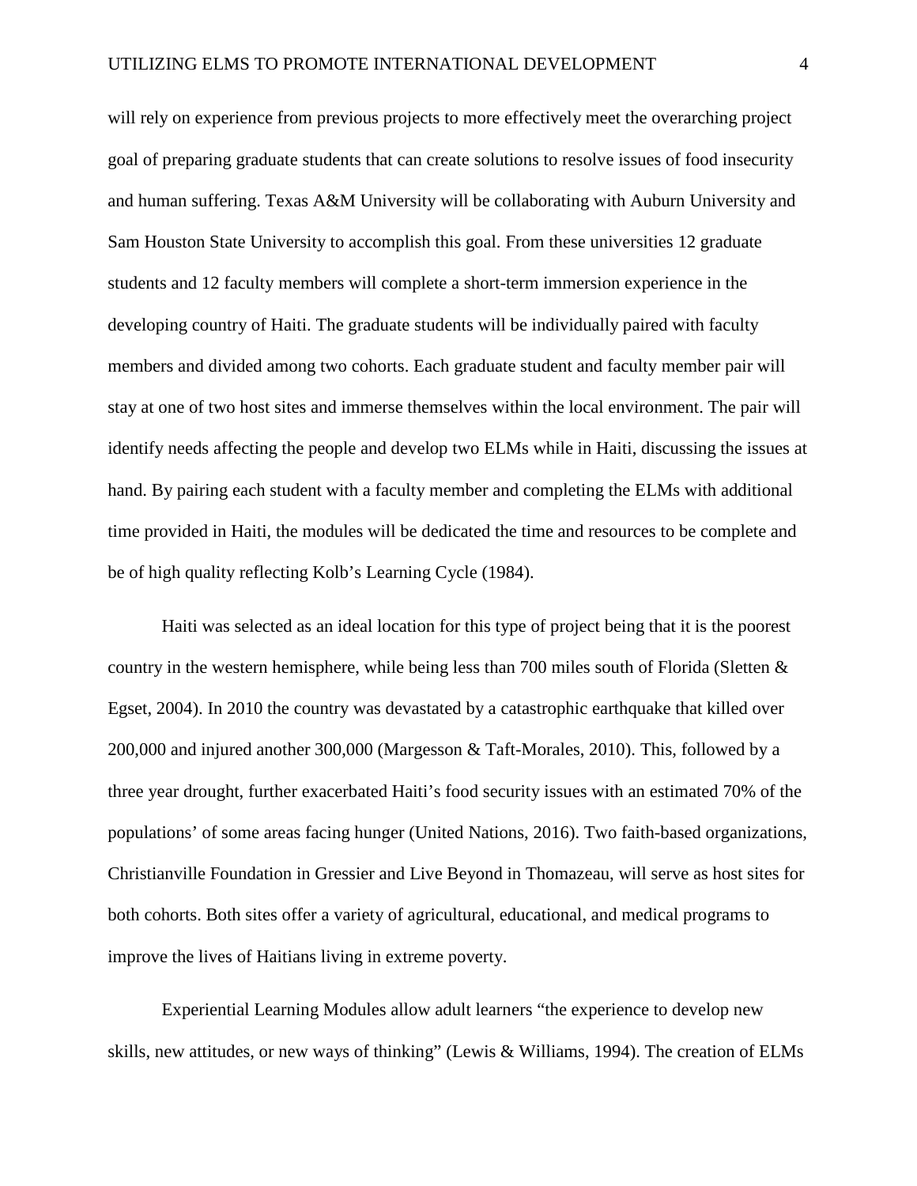will rely on experience from previous projects to more effectively meet the overarching project goal of preparing graduate students that can create solutions to resolve issues of food insecurity and human suffering. Texas A&M University will be collaborating with Auburn University and Sam Houston State University to accomplish this goal. From these universities 12 graduate students and 12 faculty members will complete a short-term immersion experience in the developing country of Haiti. The graduate students will be individually paired with faculty members and divided among two cohorts. Each graduate student and faculty member pair will stay at one of two host sites and immerse themselves within the local environment. The pair will identify needs affecting the people and develop two ELMs while in Haiti, discussing the issues at hand. By pairing each student with a faculty member and completing the ELMs with additional time provided in Haiti, the modules will be dedicated the time and resources to be complete and be of high quality reflecting Kolb's Learning Cycle (1984).

Haiti was selected as an ideal location for this type of project being that it is the poorest country in the western hemisphere, while being less than 700 miles south of Florida (Sletten & Egset, 2004). In 2010 the country was devastated by a catastrophic earthquake that killed over 200,000 and injured another 300,000 (Margesson & Taft-Morales, 2010). This, followed by a three year drought, further exacerbated Haiti's food security issues with an estimated 70% of the populations' of some areas facing hunger (United Nations, 2016). Two faith-based organizations, Christianville Foundation in Gressier and Live Beyond in Thomazeau, will serve as host sites for both cohorts. Both sites offer a variety of agricultural, educational, and medical programs to improve the lives of Haitians living in extreme poverty.

Experiential Learning Modules allow adult learners "the experience to develop new skills, new attitudes, or new ways of thinking" (Lewis & Williams, 1994). The creation of ELMs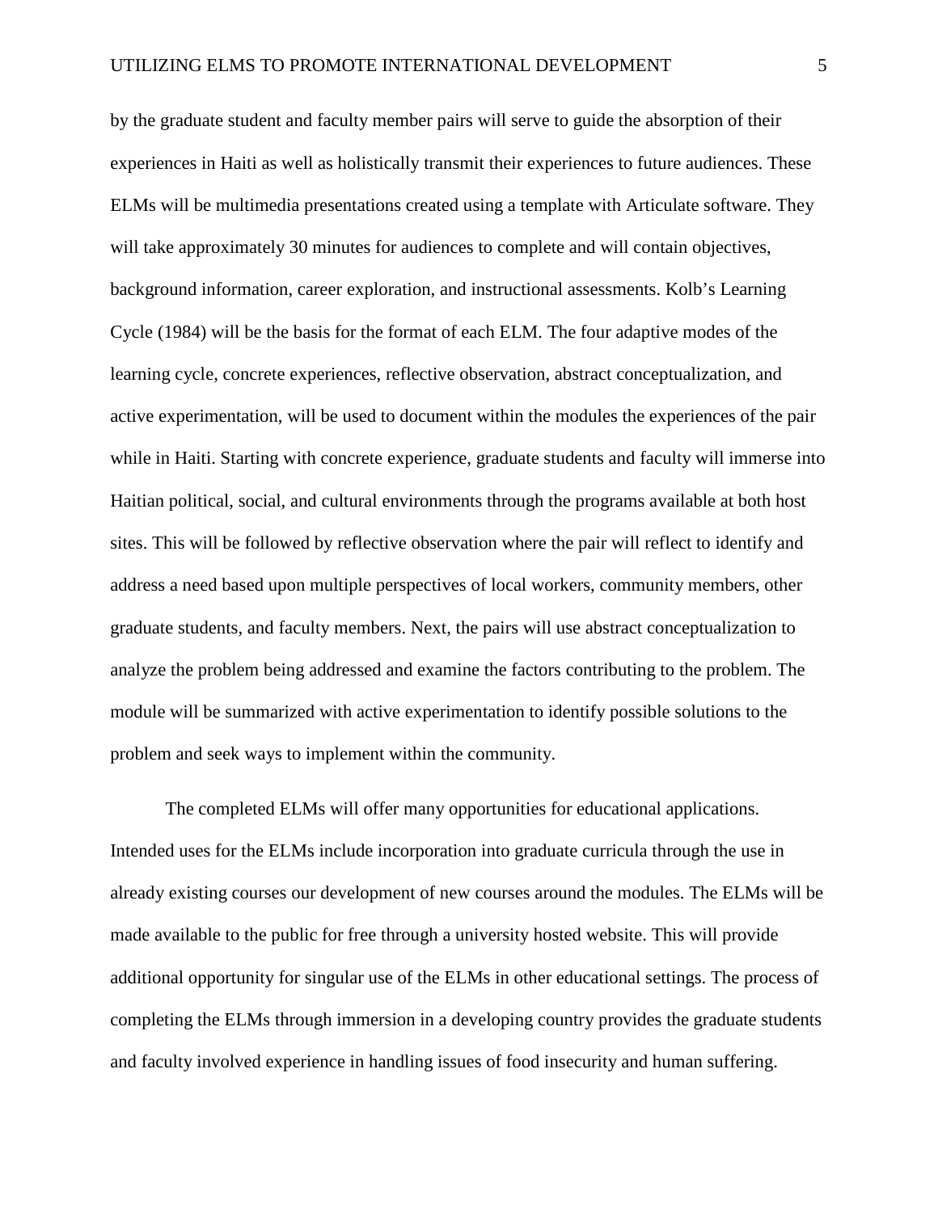by the graduate student and faculty member pairs will serve to guide the absorption of their experiences in Haiti as well as holistically transmit their experiences to future audiences. These ELMs will be multimedia presentations created using a template with Articulate software. They will take approximately 30 minutes for audiences to complete and will contain objectives, background information, career exploration, and instructional assessments. Kolb's Learning Cycle (1984) will be the basis for the format of each ELM. The four adaptive modes of the learning cycle, concrete experiences, reflective observation, abstract conceptualization, and active experimentation, will be used to document within the modules the experiences of the pair while in Haiti. Starting with concrete experience, graduate students and faculty will immerse into Haitian political, social, and cultural environments through the programs available at both host sites. This will be followed by reflective observation where the pair will reflect to identify and address a need based upon multiple perspectives of local workers, community members, other graduate students, and faculty members. Next, the pairs will use abstract conceptualization to analyze the problem being addressed and examine the factors contributing to the problem. The module will be summarized with active experimentation to identify possible solutions to the problem and seek ways to implement within the community.

The completed ELMs will offer many opportunities for educational applications. Intended uses for the ELMs include incorporation into graduate curricula through the use in already existing courses our development of new courses around the modules. The ELMs will be made available to the public for free through a university hosted website. This will provide additional opportunity for singular use of the ELMs in other educational settings. The process of completing the ELMs through immersion in a developing country provides the graduate students and faculty involved experience in handling issues of food insecurity and human suffering.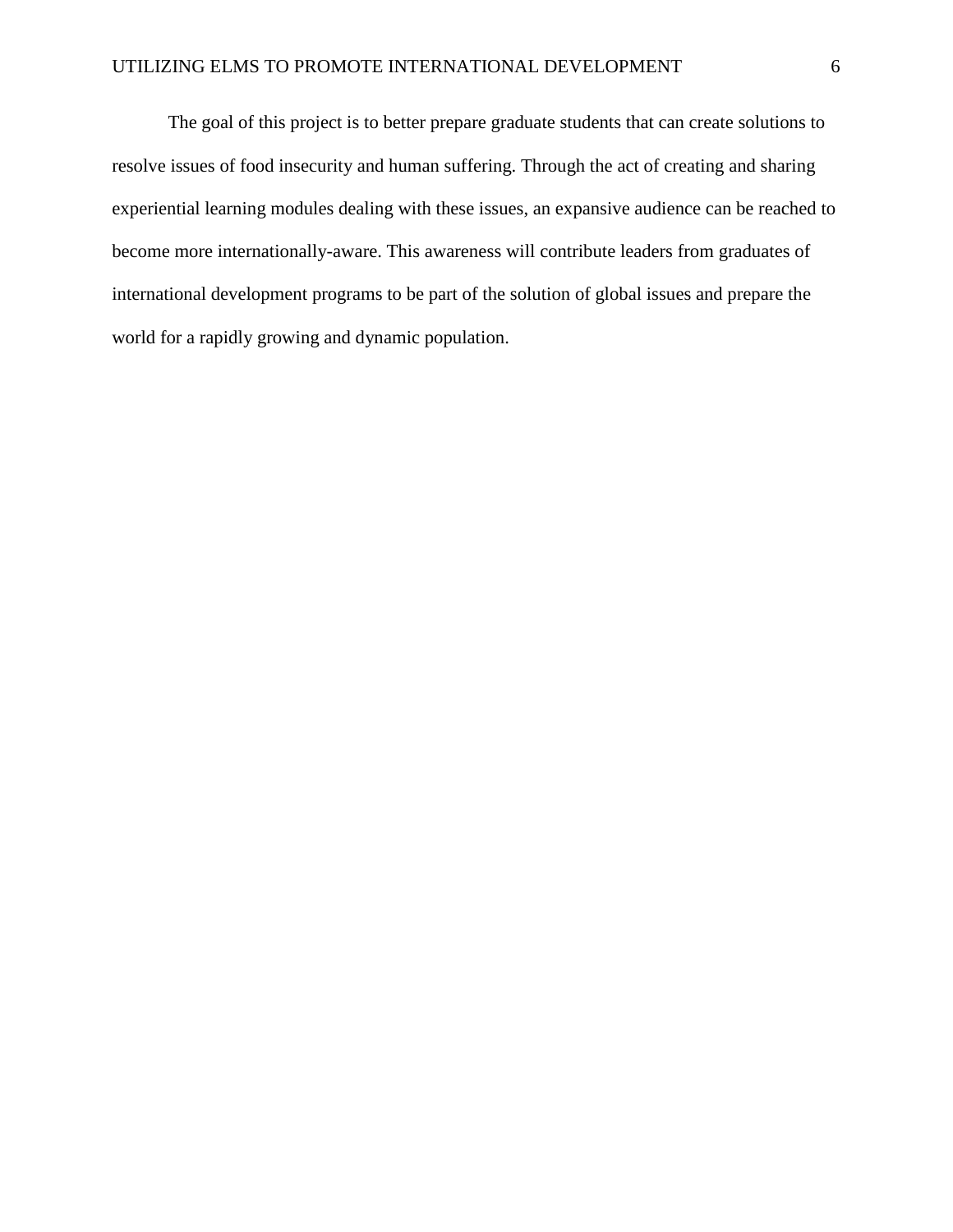The goal of this project is to better prepare graduate students that can create solutions to resolve issues of food insecurity and human suffering. Through the act of creating and sharing experiential learning modules dealing with these issues, an expansive audience can be reached to become more internationally-aware. This awareness will contribute leaders from graduates of international development programs to be part of the solution of global issues and prepare the world for a rapidly growing and dynamic population.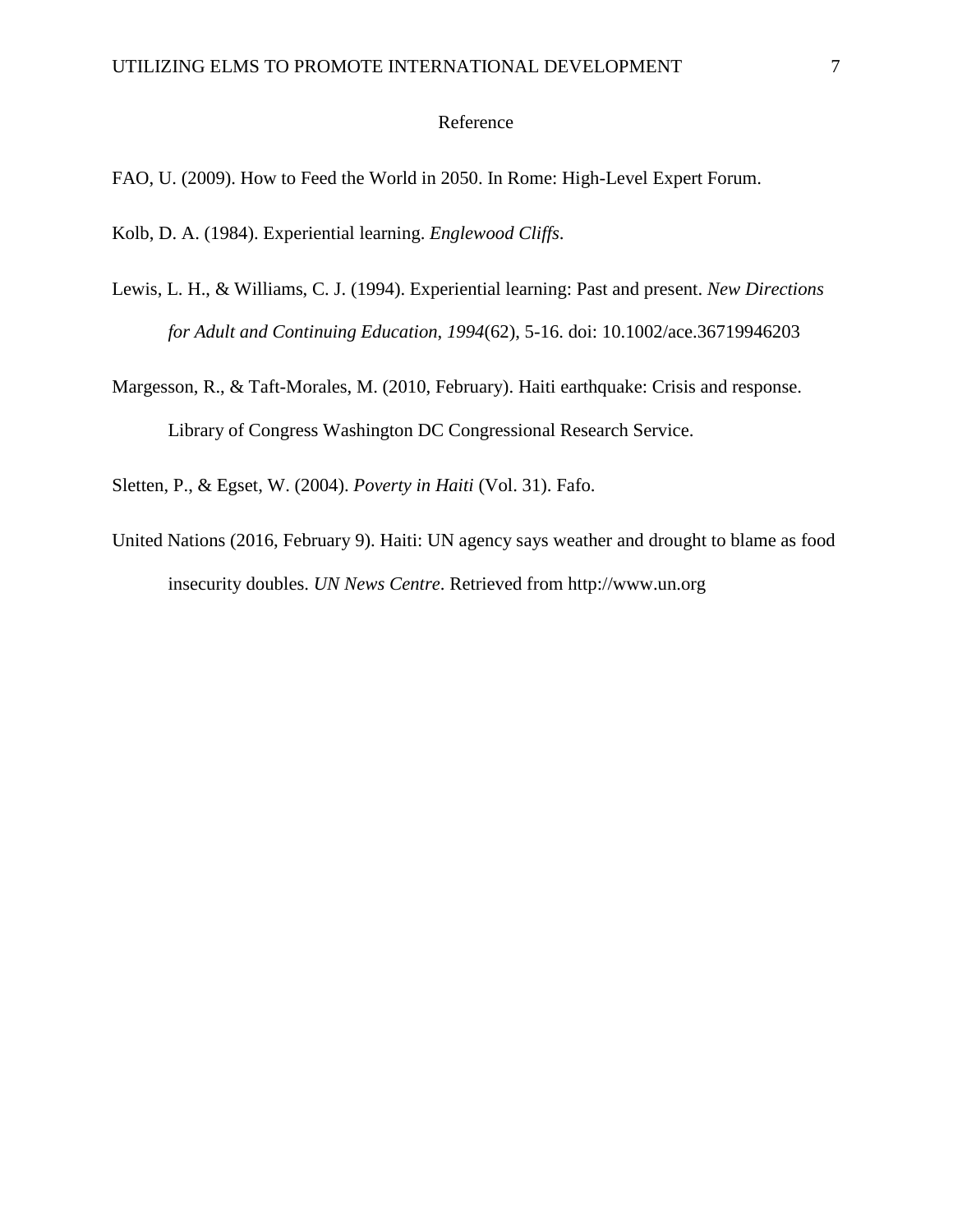# Reference

FAO, U. (2009). How to Feed the World in 2050. In Rome: High-Level Expert Forum.

Kolb, D. A. (1984). Experiential learning. *Englewood Cliffs*.

Lewis, L. H., & Williams, C. J. (1994). Experiential learning: Past and present. *New Directions for Adult and Continuing Education*, *1994*(62), 5-16. doi: 10.1002/ace.36719946203

Margesson, R., & Taft-Morales, M. (2010, February). Haiti earthquake: Crisis and response. Library of Congress Washington DC Congressional Research Service.

Sletten, P., & Egset, W. (2004). *Poverty in Haiti* (Vol. 31). Fafo.

United Nations (2016, February 9). Haiti: UN agency says weather and drought to blame as food insecurity doubles. *UN News Centre*. Retrieved from http://www.un.org